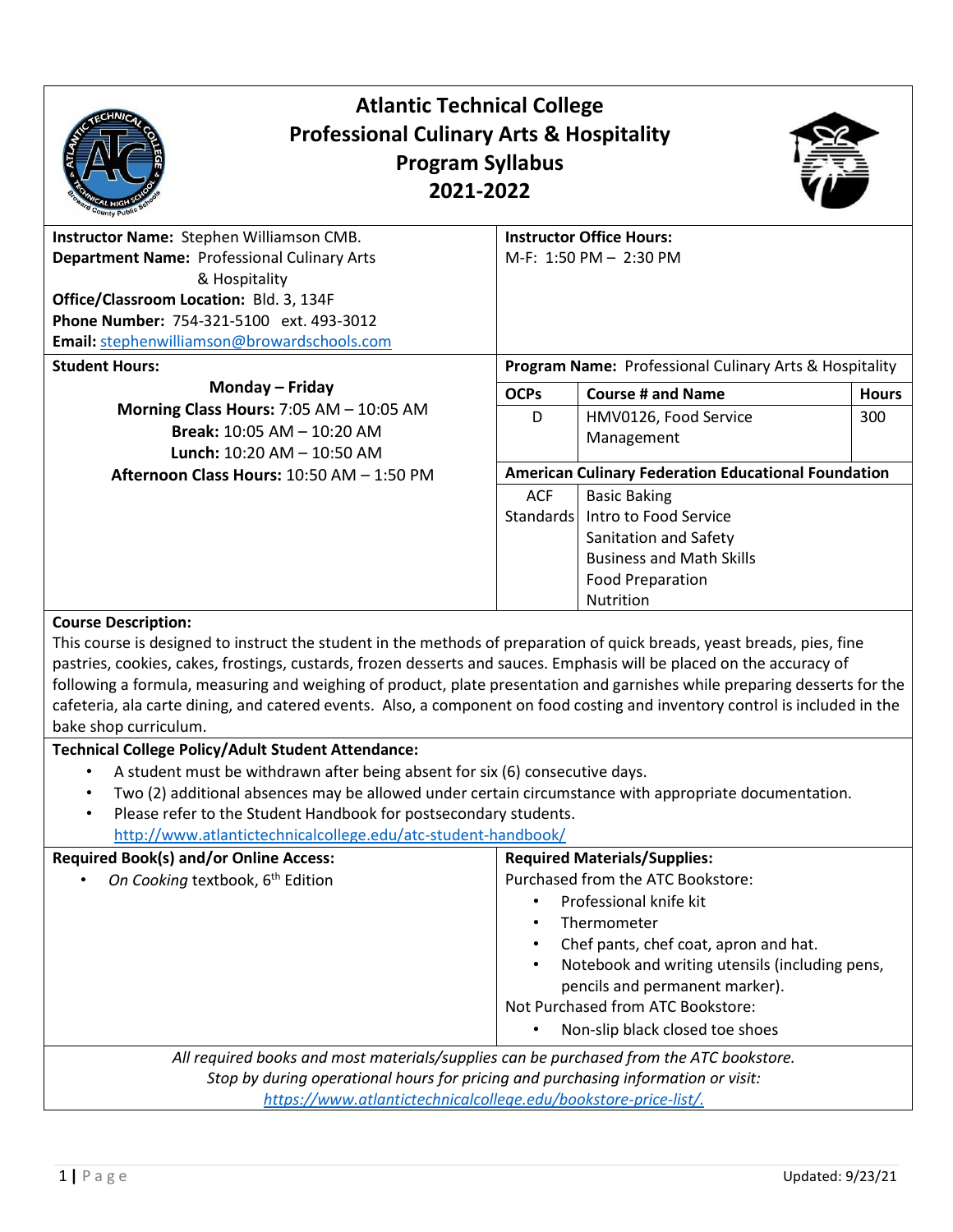# Atlantic Technical College
## Professional Culinary Arts & Hospitality
## Program Syllabus
## 2021-2022

**Instructor Name:** Stephen Williamson CMB.
**Department Name:** Professional Culinary Arts & Hospitality
**Office/Classroom Location:** Bld. 3, 134F
**Phone Number:** 754-321-5100 ext. 493-3012
**Email:** stephenwilliamson@browardschools.com

**Instructor Office Hours:**
M-F: 1:50 PM – 2:30 PM

**Student Hours:**

**Monday – Friday**
**Morning Class Hours:** 7:05 AM – 10:05 AM
**Break:** 10:05 AM – 10:20 AM
**Lunch:** 10:20 AM – 10:50 AM
**Afternoon Class Hours:** 10:50 AM – 1:50 PM

**Program Name:** Professional Culinary Arts & Hospitality

| OCPs | Course # and Name | Hours |
|---|---|---|
| D | HMV0126, Food Service Management | 300 |

**American Culinary Federation Educational Foundation**

| ACF Standards | |
|---|---|
| | Basic Baking |
| | Intro to Food Service |
| | Sanitation and Safety |
| | Business and Math Skills |
| | Food Preparation |
| | Nutrition |

**Course Description:**
This course is designed to instruct the student in the methods of preparation of quick breads, yeast breads, pies, fine pastries, cookies, cakes, frostings, custards, frozen desserts and sauces. Emphasis will be placed on the accuracy of following a formula, measuring and weighing of product, plate presentation and garnishes while preparing desserts for the cafeteria, ala carte dining, and catered events. Also, a component on food costing and inventory control is included in the bake shop curriculum.

**Technical College Policy/Adult Student Attendance:**

- A student must be withdrawn after being absent for six (6) consecutive days.
- Two (2) additional absences may be allowed under certain circumstance with appropriate documentation.
- Please refer to the Student Handbook for postsecondary students. http://www.atlantictechnicalcollege.edu/atc-student-handbook/

**Required Book(s) and/or Online Access:**

- *On Cooking* textbook, 6th Edition

**Required Materials/Supplies:**

Purchased from the ATC Bookstore:

- Professional knife kit
- Thermometer
- Chef pants, chef coat, apron and hat.
- Notebook and writing utensils (including pens, pencils and permanent marker).

Not Purchased from ATC Bookstore:

- Non-slip black closed toe shoes

*All required books and most materials/supplies can be purchased from the ATC bookstore.*
*Stop by during operational hours for pricing and purchasing information or visit:*
*https://www.atlantictechnicalcollege.edu/bookstore-price-list/.*

Updated: 9/23/21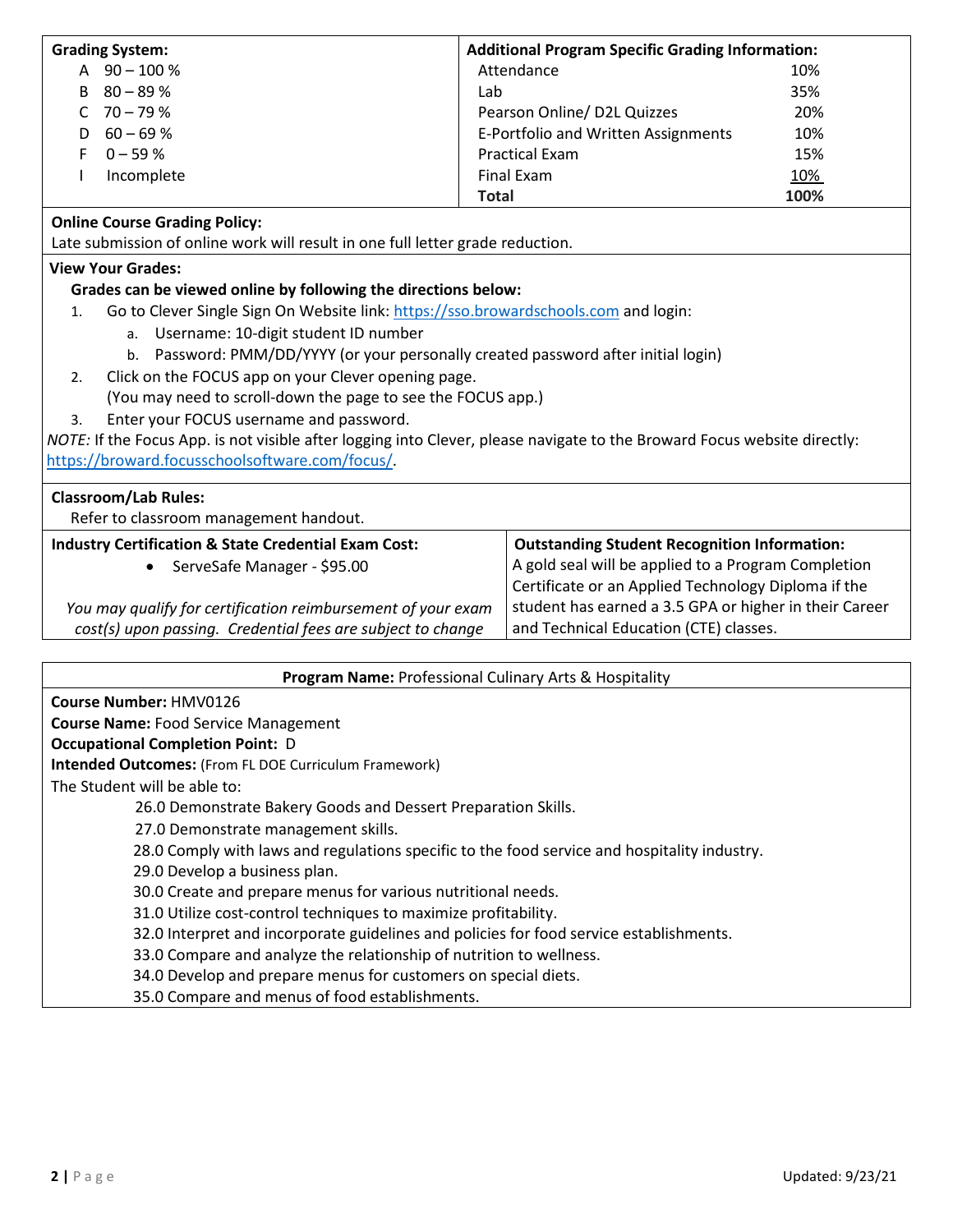**Grading System:**

| Grade | Range |
|---|---|
| A | 90 – 100 % |
| B | 80 – 89 % |
| C | 70 – 79 % |
| D | 60 – 69 % |
| F | 0 – 59 % |
| I | Incomplete |

**Additional Program Specific Grading Information:**

| Component | Weight |
|---|---|
| Attendance | 10% |
| Lab | 35% |
| Pearson Online/ D2L Quizzes | 20% |
| E-Portfolio and Written Assignments | 10% |
| Practical Exam | 15% |
| Final Exam | 10% |
| **Total** | **100%** |

**Online Course Grading Policy:**

Late submission of online work will result in one full letter grade reduction.

**View Your Grades:**

**Grades can be viewed online by following the directions below:**

1. Go to Clever Single Sign On Website link: https://sso.browardschools.com and login:
   a. Username: 10-digit student ID number
   b. Password: PMM/DD/YYYY (or your personally created password after initial login)
2. Click on the FOCUS app on your Clever opening page.
   (You may need to scroll-down the page to see the FOCUS app.)
3. Enter your FOCUS username and password.

*NOTE:* If the Focus App. is not visible after logging into Clever, please navigate to the Broward Focus website directly: https://broward.focusschoolsoftware.com/focus/.

**Classroom/Lab Rules:**

Refer to classroom management handout.

**Industry Certification & State Credential Exam Cost:**

- ServeSafe Manager - $95.00

*You may qualify for certification reimbursement of your exam cost(s) upon passing. Credential fees are subject to change*

**Outstanding Student Recognition Information:**

A gold seal will be applied to a Program Completion Certificate or an Applied Technology Diploma if the student has earned a 3.5 GPA or higher in their Career and Technical Education (CTE) classes.

**Program Name:** Professional Culinary Arts & Hospitality

**Course Number:** HMV0126

**Course Name:** Food Service Management

**Occupational Completion Point:** D

**Intended Outcomes:** (From FL DOE Curriculum Framework)

The Student will be able to:

26.0 Demonstrate Bakery Goods and Dessert Preparation Skills.
27.0 Demonstrate management skills.
28.0 Comply with laws and regulations specific to the food service and hospitality industry.
29.0 Develop a business plan.
30.0 Create and prepare menus for various nutritional needs.
31.0 Utilize cost-control techniques to maximize profitability.
32.0 Interpret and incorporate guidelines and policies for food service establishments.
33.0 Compare and analyze the relationship of nutrition to wellness.
34.0 Develop and prepare menus for customers on special diets.
35.0 Compare and menus of food establishments.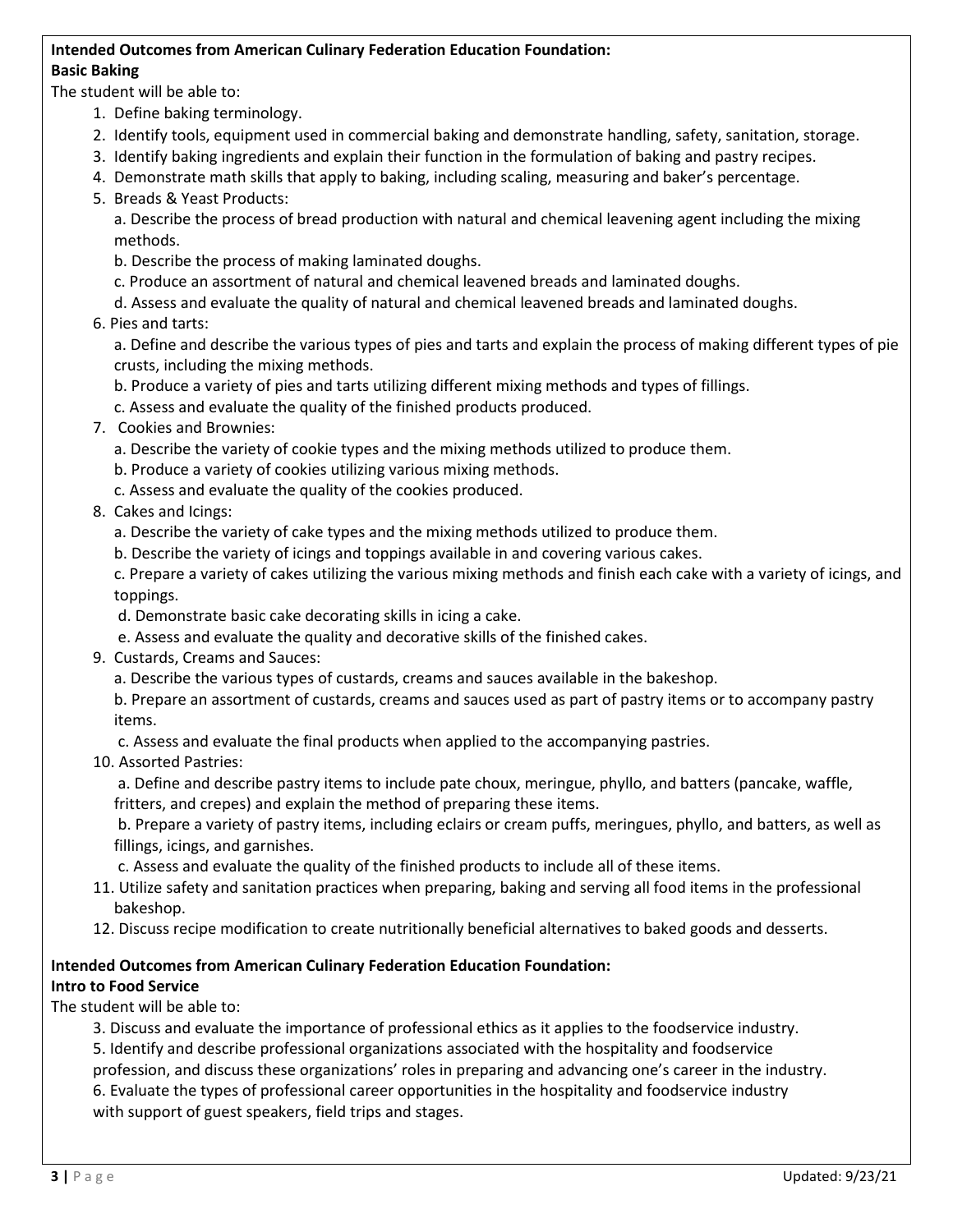**Intended Outcomes from American Culinary Federation Education Foundation:**
**Basic Baking**

The student will be able to:

1. Define baking terminology.
2. Identify tools, equipment used in commercial baking and demonstrate handling, safety, sanitation, storage.
3. Identify baking ingredients and explain their function in the formulation of baking and pastry recipes.
4. Demonstrate math skills that apply to baking, including scaling, measuring and baker's percentage.
5. Breads & Yeast Products:
   a. Describe the process of bread production with natural and chemical leavening agent including the mixing methods.
   b. Describe the process of making laminated doughs.
   c. Produce an assortment of natural and chemical leavened breads and laminated doughs.
   d. Assess and evaluate the quality of natural and chemical leavened breads and laminated doughs.
6. Pies and tarts:
   a. Define and describe the various types of pies and tarts and explain the process of making different types of pie crusts, including the mixing methods.
   b. Produce a variety of pies and tarts utilizing different mixing methods and types of fillings.
   c. Assess and evaluate the quality of the finished products produced.
7. Cookies and Brownies:
   a. Describe the variety of cookie types and the mixing methods utilized to produce them.
   b. Produce a variety of cookies utilizing various mixing methods.
   c. Assess and evaluate the quality of the cookies produced.
8. Cakes and Icings:
   a. Describe the variety of cake types and the mixing methods utilized to produce them.
   b. Describe the variety of icings and toppings available in and covering various cakes.
   c. Prepare a variety of cakes utilizing the various mixing methods and finish each cake with a variety of icings, and toppings.
   d. Demonstrate basic cake decorating skills in icing a cake.
   e. Assess and evaluate the quality and decorative skills of the finished cakes.
9. Custards, Creams and Sauces:
   a. Describe the various types of custards, creams and sauces available in the bakeshop.
   b. Prepare an assortment of custards, creams and sauces used as part of pastry items or to accompany pastry items.
   c. Assess and evaluate the final products when applied to the accompanying pastries.
10. Assorted Pastries:
    a. Define and describe pastry items to include pate choux, meringue, phyllo, and batters (pancake, waffle, fritters, and crepes) and explain the method of preparing these items.
    b. Prepare a variety of pastry items, including eclairs or cream puffs, meringues, phyllo, and batters, as well as fillings, icings, and garnishes.
    c. Assess and evaluate the quality of the finished products to include all of these items.
11. Utilize safety and sanitation practices when preparing, baking and serving all food items in the professional bakeshop.
12. Discuss recipe modification to create nutritionally beneficial alternatives to baked goods and desserts.

**Intended Outcomes from American Culinary Federation Education Foundation:**
**Intro to Food Service**

The student will be able to:

3. Discuss and evaluate the importance of professional ethics as it applies to the foodservice industry.
5. Identify and describe professional organizations associated with the hospitality and foodservice profession, and discuss these organizations' roles in preparing and advancing one's career in the industry.
6. Evaluate the types of professional career opportunities in the hospitality and foodservice industry with support of guest speakers, field trips and stages.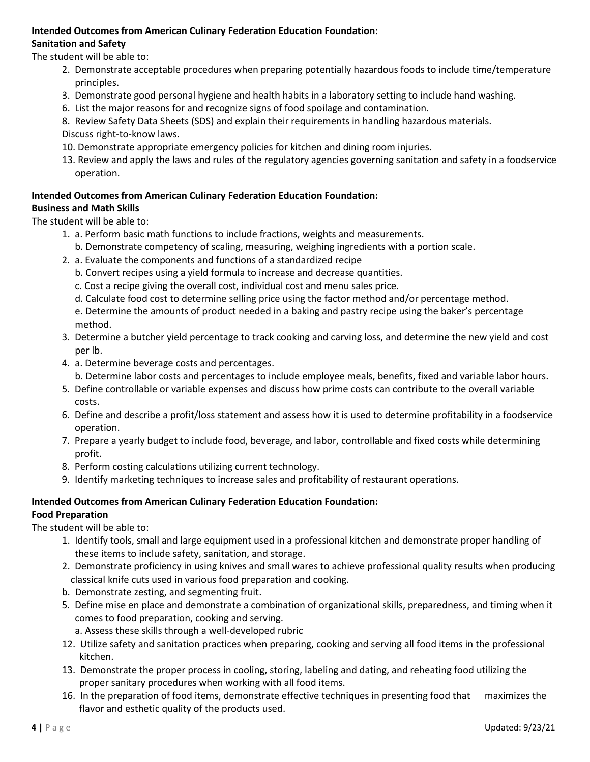**Intended Outcomes from American Culinary Federation Education Foundation:**
**Sanitation and Safety**

The student will be able to:

2. Demonstrate acceptable procedures when preparing potentially hazardous foods to include time/temperature principles.
3. Demonstrate good personal hygiene and health habits in a laboratory setting to include hand washing.
6. List the major reasons for and recognize signs of food spoilage and contamination.
8. Review Safety Data Sheets (SDS) and explain their requirements in handling hazardous materials. Discuss right-to-know laws.
10. Demonstrate appropriate emergency policies for kitchen and dining room injuries.
13. Review and apply the laws and rules of the regulatory agencies governing sanitation and safety in a foodservice operation.

**Intended Outcomes from American Culinary Federation Education Foundation:**
**Business and Math Skills**

The student will be able to:

1. a. Perform basic math functions to include fractions, weights and measurements.
   b. Demonstrate competency of scaling, measuring, weighing ingredients with a portion scale.
2. a. Evaluate the components and functions of a standardized recipe
   b. Convert recipes using a yield formula to increase and decrease quantities.
   c. Cost a recipe giving the overall cost, individual cost and menu sales price.
   d. Calculate food cost to determine selling price using the factor method and/or percentage method.
   e. Determine the amounts of product needed in a baking and pastry recipe using the baker's percentage method.
3. Determine a butcher yield percentage to track cooking and carving loss, and determine the new yield and cost per lb.
4. a. Determine beverage costs and percentages.
   b. Determine labor costs and percentages to include employee meals, benefits, fixed and variable labor hours.
5. Define controllable or variable expenses and discuss how prime costs can contribute to the overall variable costs.
6. Define and describe a profit/loss statement and assess how it is used to determine profitability in a foodservice operation.
7. Prepare a yearly budget to include food, beverage, and labor, controllable and fixed costs while determining profit.
8. Perform costing calculations utilizing current technology.
9. Identify marketing techniques to increase sales and profitability of restaurant operations.

**Intended Outcomes from American Culinary Federation Education Foundation:**
**Food Preparation**

The student will be able to:

1. Identify tools, small and large equipment used in a professional kitchen and demonstrate proper handling of these items to include safety, sanitation, and storage.
2. Demonstrate proficiency in using knives and small wares to achieve professional quality results when producing classical knife cuts used in various food preparation and cooking.

b. Demonstrate zesting, and segmenting fruit.

5. Define mise en place and demonstrate a combination of organizational skills, preparedness, and timing when it comes to food preparation, cooking and serving.
   a. Assess these skills through a well-developed rubric
12. Utilize safety and sanitation practices when preparing, cooking and serving all food items in the professional kitchen.
13. Demonstrate the proper process in cooling, storing, labeling and dating, and reheating food utilizing the proper sanitary procedures when working with all food items.
16. In the preparation of food items, demonstrate effective techniques in presenting food that maximizes the flavor and esthetic quality of the products used.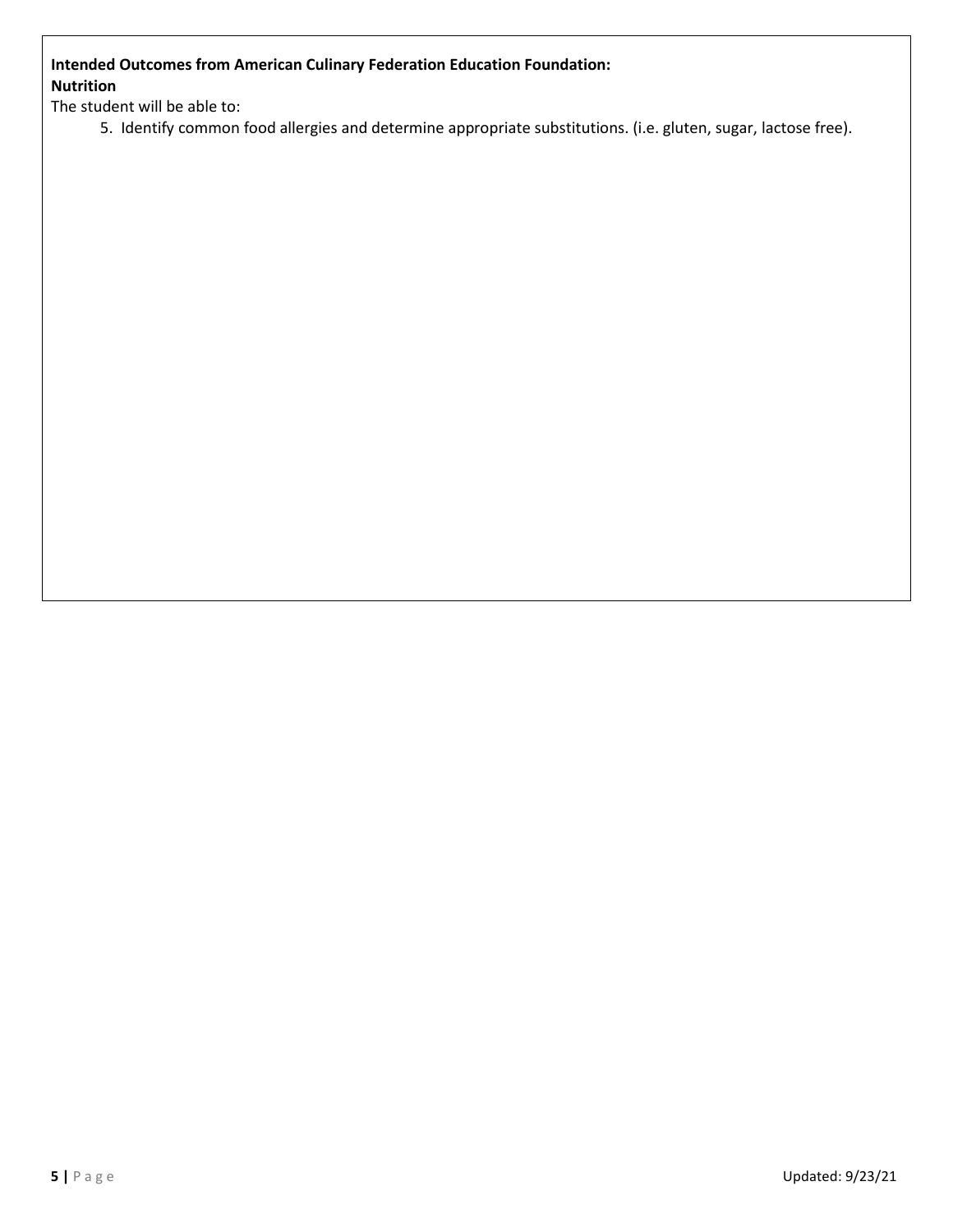**Intended Outcomes from American Culinary Federation Education Foundation:**
**Nutrition**

The student will be able to:

5. Identify common food allergies and determine appropriate substitutions. (i.e. gluten, sugar, lactose free).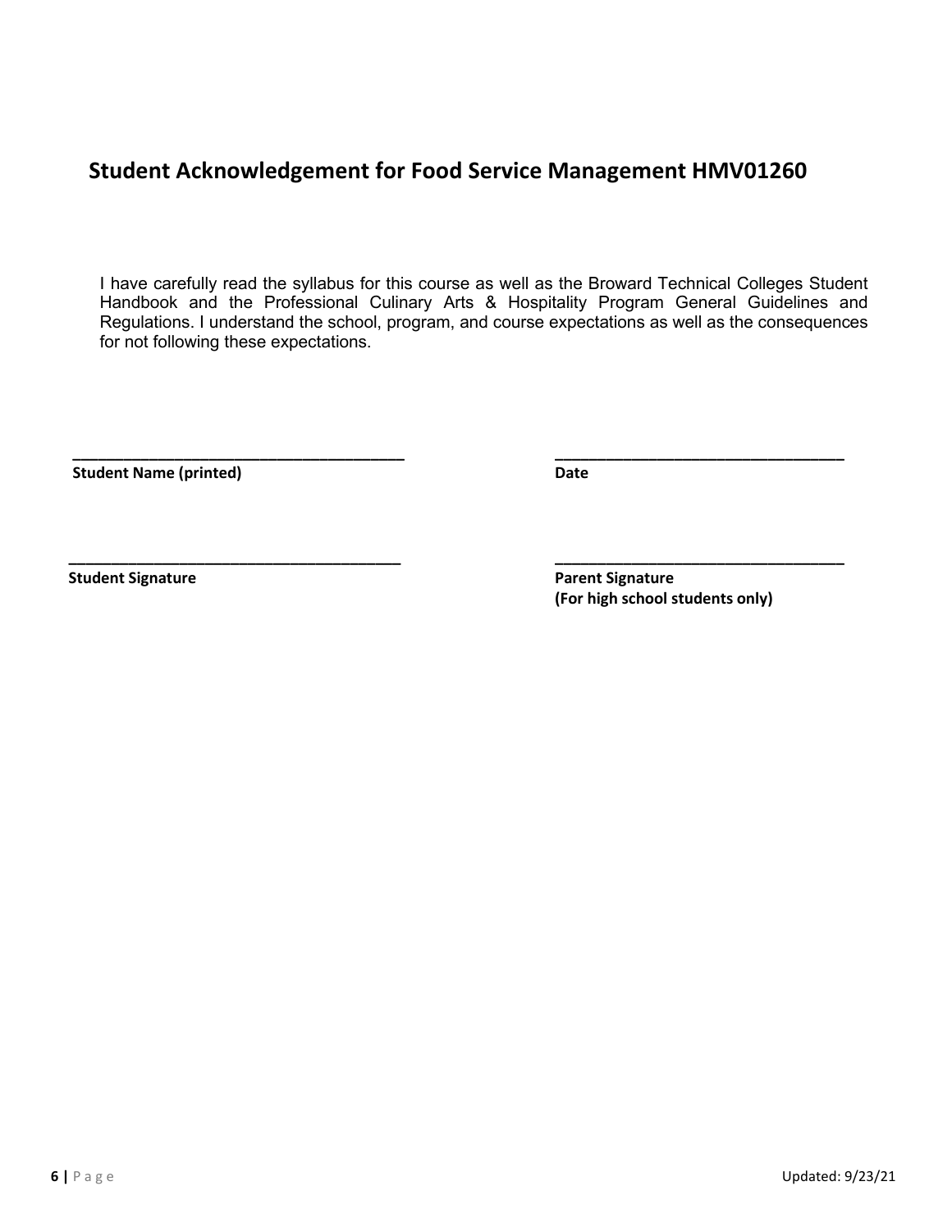## Student Acknowledgement for Food Service Management HMV01260

I have carefully read the syllabus for this course as well as the Broward Technical Colleges Student Handbook and the Professional Culinary Arts & Hospitality Program General Guidelines and Regulations. I understand the school, program, and course expectations as well as the consequences for not following these expectations.

______________________________________ **Student Name (printed)**

______________________________________ **Date**

______________________________________ **Student Signature**

______________________________________ **Parent Signature**
**(For high school students only)**